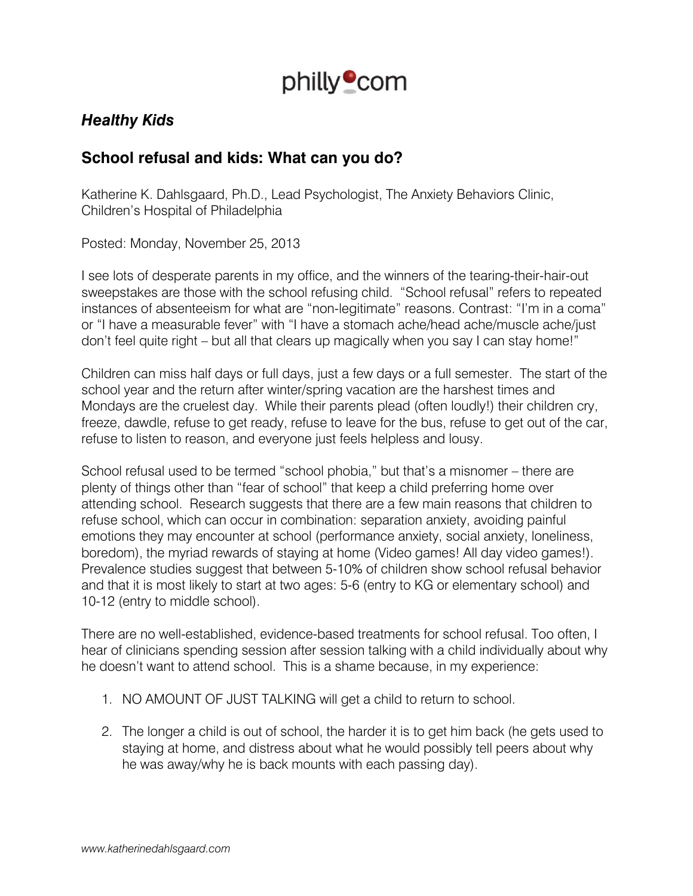philly.com

## *Healthy Kids*

## School refusal and kids: What can you do?

Katherine K. Dahlsgaard, Ph.D., Lead Psychologist, The Anxiety Behaviors Clinic, Children's Hospital of Philadelphia

Posted: Monday, November 25, 2013

I see lots of desperate parents in my office, and the winners of the tearing-their-hair-out sweepstakes are those with the school refusing child. "School refusal" refers to repeated instances of absenteeism for what are "non-legitimate" reasons. Contrast: "I'm in a coma" or "I have a measurable fever" with "I have a stomach ache/head ache/muscle ache/just don't feel quite right – but all that clears up magically when you say I can stay home!"

Children can miss half days or full days, just a few days or a full semester. The start of the school year and the return after winter/spring vacation are the harshest times and Mondays are the cruelest day. While their parents plead (often loudly!) their children cry, freeze, dawdle, refuse to get ready, refuse to leave for the bus, refuse to get out of the car, refuse to listen to reason, and everyone just feels helpless and lousy.

School refusal used to be termed "school phobia," but that's a misnomer – there are plenty of things other than "fear of school" that keep a child preferring home over attending school. Research suggests that there are a few main reasons that children to refuse school, which can occur in combination: separation anxiety, avoiding painful emotions they may encounter at school (performance anxiety, social anxiety, loneliness, boredom), the myriad rewards of staying at home (Video games! All day video games!). Prevalence studies suggest that between 5-10% of children show school refusal behavior and that it is most likely to start at two ages: 5-6 (entry to KG or elementary school) and 10-12 (entry to middle school).

There are no well-established, evidence-based treatments for school refusal. Too often, I hear of clinicians spending session after session talking with a child individually about why he doesn't want to attend school. This is a shame because, in my experience:

1. NO AMOUNT OF JUST TALKING will get a child to return to school.
2. The longer a child is out of school, the harder it is to get him back (he gets used to staying at home, and distress about what he would possibly tell peers about why he was away/why he is back mounts with each passing day).

www.katherinedahlsgaard.com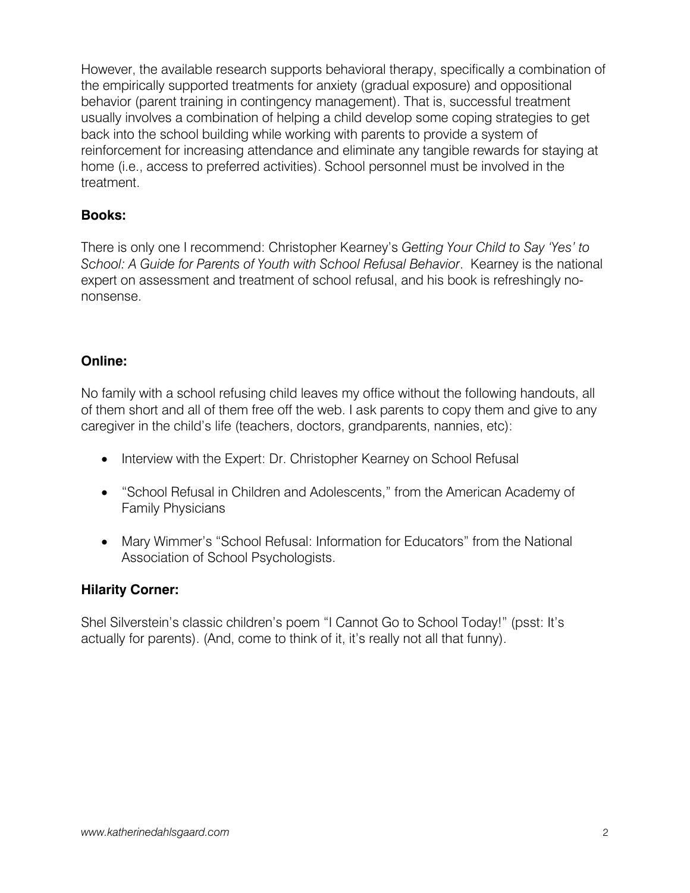However, the available research supports behavioral therapy, specifically a combination of the empirically supported treatments for anxiety (gradual exposure) and oppositional behavior (parent training in contingency management). That is, successful treatment usually involves a combination of helping a child develop some coping strategies to get back into the school building while working with parents to provide a system of reinforcement for increasing attendance and eliminate any tangible rewards for staying at home (i.e., access to preferred activities). School personnel must be involved in the treatment.

**Books:**

There is only one I recommend: Christopher Kearney's *Getting Your Child to Say 'Yes' to School: A Guide for Parents of Youth with School Refusal Behavior*. Kearney is the national expert on assessment and treatment of school refusal, and his book is refreshingly no-nonsense.

**Online:**

No family with a school refusing child leaves my office without the following handouts, all of them short and all of them free off the web. I ask parents to copy them and give to any caregiver in the child's life (teachers, doctors, grandparents, nannies, etc):

- Interview with the Expert: Dr. Christopher Kearney on School Refusal
- "School Refusal in Children and Adolescents," from the American Academy of Family Physicians
- Mary Wimmer's "School Refusal: Information for Educators" from the National Association of School Psychologists.

**Hilarity Corner:**

Shel Silverstein's classic children's poem "I Cannot Go to School Today!" (psst: It's actually for parents). (And, come to think of it, it's really not all that funny).